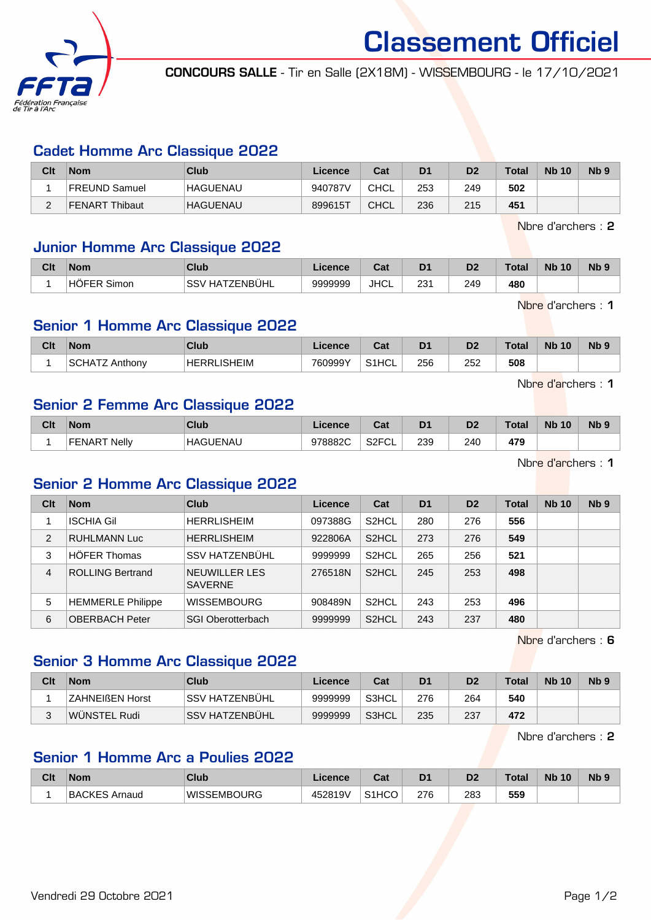# Classement Officiel

**CONCOURS SALLE** - Tir en Salle (2X18M) - WISSEMBOURG - le 17/10/2021

## Cadet Homme Arc Classique 2022

| Clt | Nom | Club | Licence | Cat | D1 | D2 | Total | Nb 10 | Nb 9 |
|---|---|---|---|---|---|---|---|---|---|
| 1 | FREUND Samuel | HAGUENAU | 940787V | CHCL | 253 | 249 | **502** | | |
| 2 | FENART Thibaut | HAGUENAU | 899615T | CHCL | 236 | 215 | **451** | | |

Nbre d'archers : **2**

## Junior Homme Arc Classique 2022

| Clt | Nom | Club | Licence | Cat | D1 | D2 | Total | Nb 10 | Nb 9 |
|---|---|---|---|---|---|---|---|---|---|
| 1 | HÖFER Simon | SSV HATZENBÜHL | 9999999 | JHCL | 231 | 249 | **480** | | |

Nbre d'archers : **1**

## Senior 1 Homme Arc Classique 2022

| Clt | Nom | Club | Licence | Cat | D1 | D2 | Total | Nb 10 | Nb 9 |
|---|---|---|---|---|---|---|---|---|---|
| 1 | SCHATZ Anthony | HERRLISHEIM | 760999Y | S1HCL | 256 | 252 | **508** | | |

Nbre d'archers : **1**

## Senior 2 Femme Arc Classique 2022

| Clt | Nom | Club | Licence | Cat | D1 | D2 | Total | Nb 10 | Nb 9 |
|---|---|---|---|---|---|---|---|---|---|
| 1 | FENART Nelly | HAGUENAU | 978882C | S2FCL | 239 | 240 | **479** | | |

Nbre d'archers : **1**

## Senior 2 Homme Arc Classique 2022

| Clt | Nom | Club | Licence | Cat | D1 | D2 | Total | Nb 10 | Nb 9 |
|---|---|---|---|---|---|---|---|---|---|
| 1 | ISCHIA Gil | HERRLISHEIM | 097388G | S2HCL | 280 | 276 | **556** | | |
| 2 | RUHLMANN Luc | HERRLISHEIM | 922806A | S2HCL | 273 | 276 | **549** | | |
| 3 | HÖFER Thomas | SSV HATZENBÜHL | 9999999 | S2HCL | 265 | 256 | **521** | | |
| 4 | ROLLING Bertrand | NEUWILLER LES SAVERNE | 276518N | S2HCL | 245 | 253 | **498** | | |
| 5 | HEMMERLE Philippe | WISSEMBOURG | 908489N | S2HCL | 243 | 253 | **496** | | |
| 6 | OBERBACH Peter | SGI Oberotterbach | 9999999 | S2HCL | 243 | 237 | **480** | | |

Nbre d'archers : **6**

## Senior 3 Homme Arc Classique 2022

| Clt | Nom | Club | Licence | Cat | D1 | D2 | Total | Nb 10 | Nb 9 |
|---|---|---|---|---|---|---|---|---|---|
| 1 | ZAHNEIßEN Horst | SSV HATZENBÜHL | 9999999 | S3HCL | 276 | 264 | **540** | | |
| 3 | WÜNSTEL Rudi | SSV HATZENBÜHL | 9999999 | S3HCL | 235 | 237 | **472** | | |

Nbre d'archers : **2**

## Senior 1 Homme Arc a Poulies 2022

| Clt | Nom | Club | Licence | Cat | D1 | D2 | Total | Nb 10 | Nb 9 |
|---|---|---|---|---|---|---|---|---|---|
| 1 | BACKES Arnaud | WISSEMBOURG | 452819V | S1HCO | 276 | 283 | **559** | | |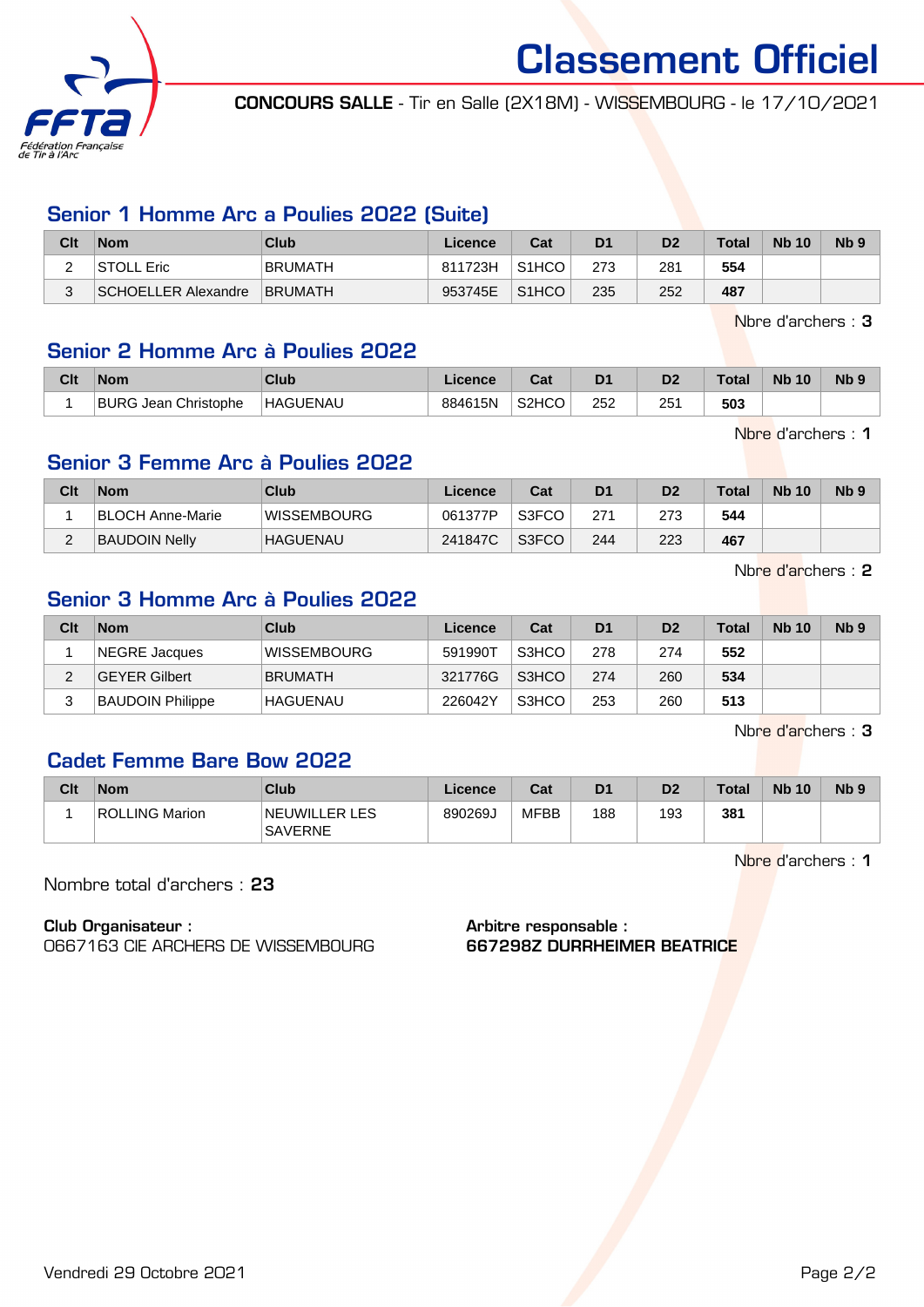# Classement Officiel

**CONCOURS SALLE** - Tir en Salle (2X18M) - WISSEMBOURG - le 17/10/2021

## Senior 1 Homme Arc a Poulies 2022 (Suite)

| Clt | Nom | Club | Licence | Cat | D1 | D2 | Total | Nb 10 | Nb 9 |
|---|---|---|---|---|---|---|---|---|---|
| 2 | STOLL Eric | BRUMATH | 811723H | S1HCO | 273 | 281 | **554** | | |
| 3 | SCHOELLER Alexandre | BRUMATH | 953745E | S1HCO | 235 | 252 | **487** | | |

Nbre d'archers : **3**

## Senior 2 Homme Arc à Poulies 2022

| Clt | Nom | Club | Licence | Cat | D1 | D2 | Total | Nb 10 | Nb 9 |
|---|---|---|---|---|---|---|---|---|---|
| 1 | BURG Jean Christophe | HAGUENAU | 884615N | S2HCO | 252 | 251 | **503** | | |

Nbre d'archers : **1**

## Senior 3 Femme Arc à Poulies 2022

| Clt | Nom | Club | Licence | Cat | D1 | D2 | Total | Nb 10 | Nb 9 |
|---|---|---|---|---|---|---|---|---|---|
| 1 | BLOCH Anne-Marie | WISSEMBOURG | 061377P | S3FCO | 271 | 273 | **544** | | |
| 2 | BAUDOIN Nelly | HAGUENAU | 241847C | S3FCO | 244 | 223 | **467** | | |

Nbre d'archers : **2**

## Senior 3 Homme Arc à Poulies 2022

| Clt | Nom | Club | Licence | Cat | D1 | D2 | Total | Nb 10 | Nb 9 |
|---|---|---|---|---|---|---|---|---|---|
| 1 | NEGRE Jacques | WISSEMBOURG | 591990T | S3HCO | 278 | 274 | **552** | | |
| 2 | GEYER Gilbert | BRUMATH | 321776G | S3HCO | 274 | 260 | **534** | | |
| 3 | BAUDOIN Philippe | HAGUENAU | 226042Y | S3HCO | 253 | 260 | **513** | | |

Nbre d'archers : **3**

## Cadet Femme Bare Bow 2022

| Clt | Nom | Club | Licence | Cat | D1 | D2 | Total | Nb 10 | Nb 9 |
|---|---|---|---|---|---|---|---|---|---|
| 1 | ROLLING Marion | NEUWILLER LES SAVERNE | 890269J | MFBB | 188 | 193 | **381** | | |

Nbre d'archers : **1**

Nombre total d'archers : **23**

**Club Organisateur :**
0667163 CIE ARCHERS DE WISSEMBOURG

**Arbitre responsable :**
**667298Z DURRHEIMER BEATRICE**

Vendredi 29 Octobre 2021